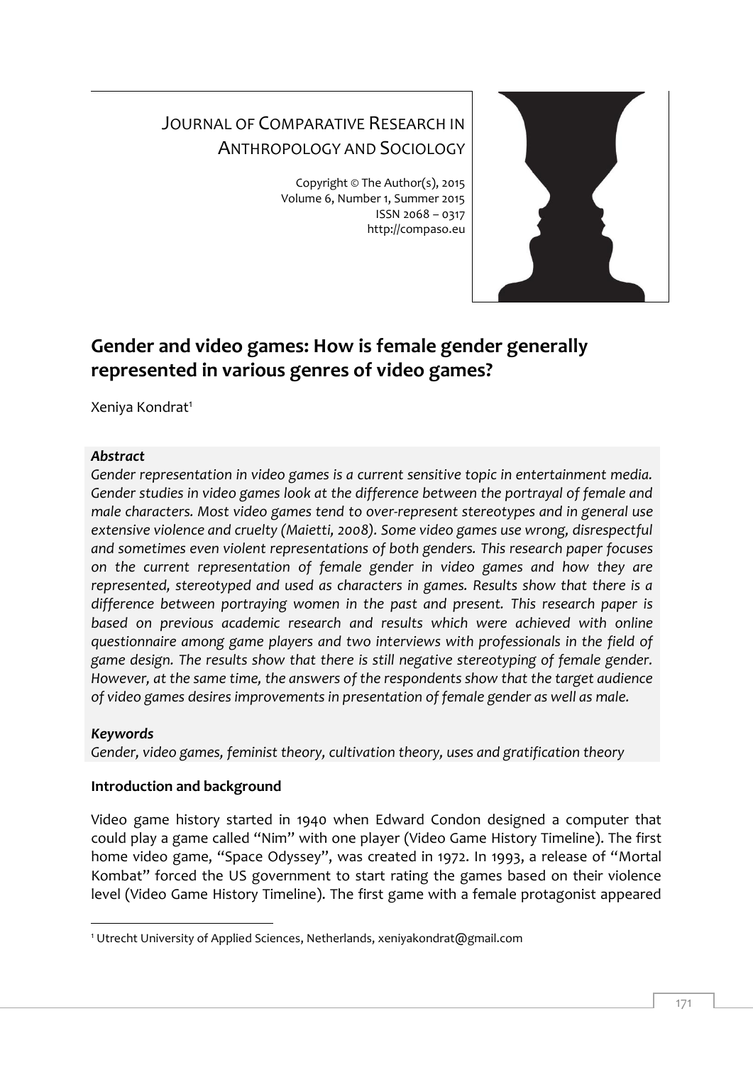JOURNAL OF COMPARATIVE RESEARCH IN ANTHROPOLOGY AND SOCIOLOGY

Copyright © The Author(s), 2015
Volume 6, Number 1, Summer 2015
ISSN 2068 – 0317
http://compaso.eu

# Gender and video games: How is female gender generally represented in various genres of video games?

Xeniya Kondrat[1]

***Abstract***

*Gender representation in video games is a current sensitive topic in entertainment media. Gender studies in video games look at the difference between the portrayal of female and male characters. Most video games tend to over-represent stereotypes and in general use extensive violence and cruelty (Maietti, 2008). Some video games use wrong, disrespectful and sometimes even violent representations of both genders. This research paper focuses on the current representation of female gender in video games and how they are represented, stereotyped and used as characters in games. Results show that there is a difference between portraying women in the past and present. This research paper is based on previous academic research and results which were achieved with online questionnaire among game players and two interviews with professionals in the field of game design. The results show that there is still negative stereotyping of female gender. However, at the same time, the answers of the respondents show that the target audience of video games desires improvements in presentation of female gender as well as male.*

***Keywords***

*Gender, video games, feminist theory, cultivation theory, uses and gratification theory*

**Introduction and background**

Video game history started in 1940 when Edward Condon designed a computer that could play a game called "Nim" with one player (Video Game History Timeline). The first home video game, "Space Odyssey", was created in 1972. In 1993, a release of "Mortal Kombat" forced the US government to start rating the games based on their violence level (Video Game History Timeline). The first game with a female protagonist appeared

[1] Utrecht University of Applied Sciences, Netherlands, xeniyakondrat@gmail.com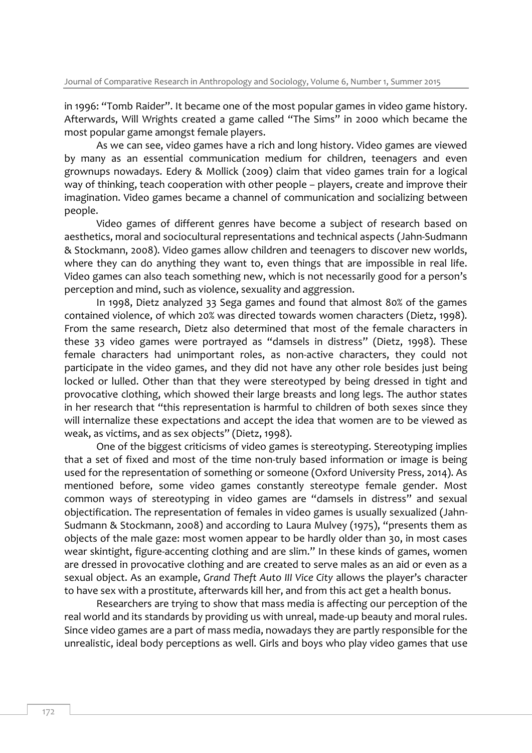in 1996: "Tomb Raider". It became one of the most popular games in video game history. Afterwards, Will Wrights created a game called "The Sims" in 2000 which became the most popular game amongst female players.

As we can see, video games have a rich and long history. Video games are viewed by many as an essential communication medium for children, teenagers and even grownups nowadays. Edery & Mollick (2009) claim that video games train for a logical way of thinking, teach cooperation with other people – players, create and improve their imagination. Video games became a channel of communication and socializing between people.

Video games of different genres have become a subject of research based on aesthetics, moral and sociocultural representations and technical aspects (Jahn-Sudmann & Stockmann, 2008). Video games allow children and teenagers to discover new worlds, where they can do anything they want to, even things that are impossible in real life. Video games can also teach something new, which is not necessarily good for a person's perception and mind, such as violence, sexuality and aggression.

In 1998, Dietz analyzed 33 Sega games and found that almost 80% of the games contained violence, of which 20% was directed towards women characters (Dietz, 1998). From the same research, Dietz also determined that most of the female characters in these 33 video games were portrayed as "damsels in distress" (Dietz, 1998). These female characters had unimportant roles, as non-active characters, they could not participate in the video games, and they did not have any other role besides just being locked or lulled. Other than that they were stereotyped by being dressed in tight and provocative clothing, which showed their large breasts and long legs. The author states in her research that "this representation is harmful to children of both sexes since they will internalize these expectations and accept the idea that women are to be viewed as weak, as victims, and as sex objects" (Dietz, 1998).

One of the biggest criticisms of video games is stereotyping. Stereotyping implies that a set of fixed and most of the time non-truly based information or image is being used for the representation of something or someone (Oxford University Press, 2014). As mentioned before, some video games constantly stereotype female gender. Most common ways of stereotyping in video games are "damsels in distress" and sexual objectification. The representation of females in video games is usually sexualized (Jahn-Sudmann & Stockmann, 2008) and according to Laura Mulvey (1975), "presents them as objects of the male gaze: most women appear to be hardly older than 30, in most cases wear skintight, figure-accenting clothing and are slim." In these kinds of games, women are dressed in provocative clothing and are created to serve males as an aid or even as a sexual object. As an example, *Grand Theft Auto III Vice City* allows the player's character to have sex with a prostitute, afterwards kill her, and from this act get a health bonus.

Researchers are trying to show that mass media is affecting our perception of the real world and its standards by providing us with unreal, made-up beauty and moral rules. Since video games are a part of mass media, nowadays they are partly responsible for the unrealistic, ideal body perceptions as well. Girls and boys who play video games that use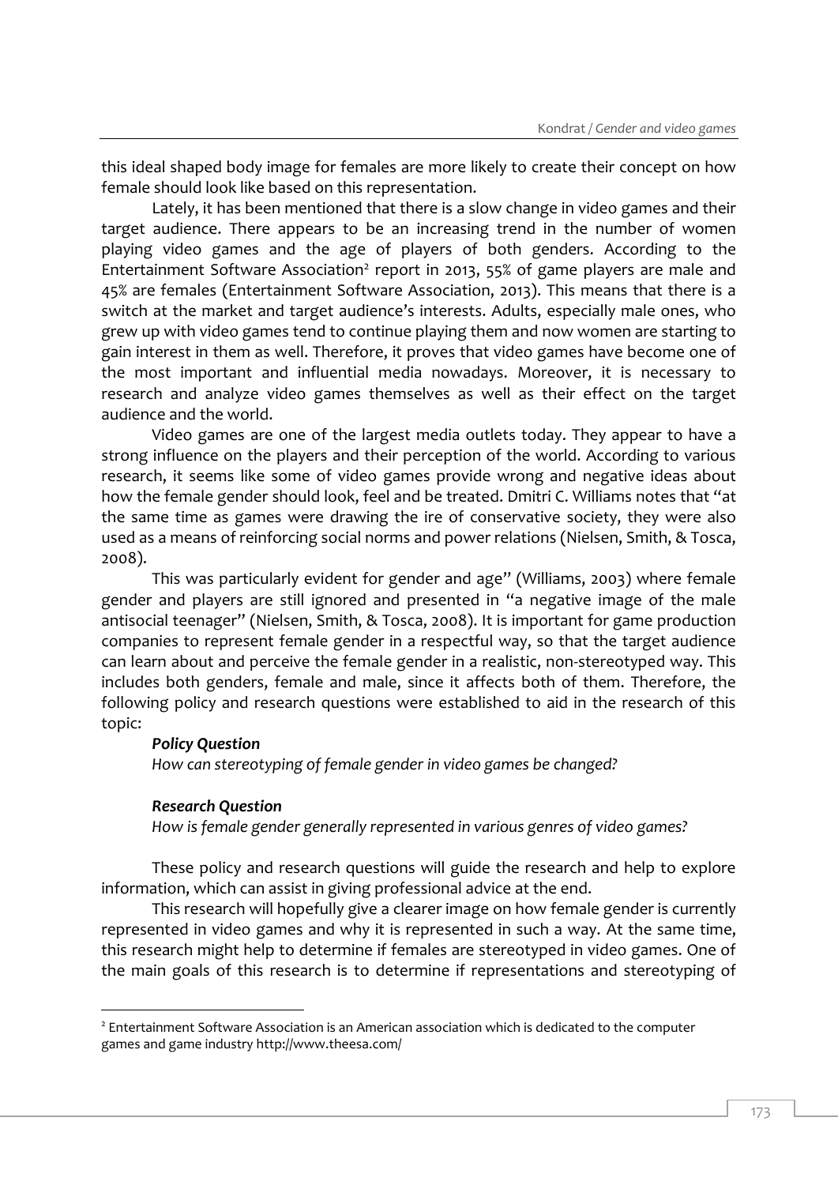this ideal shaped body image for females are more likely to create their concept on how female should look like based on this representation.

Lately, it has been mentioned that there is a slow change in video games and their target audience. There appears to be an increasing trend in the number of women playing video games and the age of players of both genders. According to the Entertainment Software Association[2] report in 2013, 55% of game players are male and 45% are females (Entertainment Software Association, 2013). This means that there is a switch at the market and target audience's interests. Adults, especially male ones, who grew up with video games tend to continue playing them and now women are starting to gain interest in them as well. Therefore, it proves that video games have become one of the most important and influential media nowadays. Moreover, it is necessary to research and analyze video games themselves as well as their effect on the target audience and the world.

Video games are one of the largest media outlets today. They appear to have a strong influence on the players and their perception of the world. According to various research, it seems like some of video games provide wrong and negative ideas about how the female gender should look, feel and be treated. Dmitri C. Williams notes that "at the same time as games were drawing the ire of conservative society, they were also used as a means of reinforcing social norms and power relations (Nielsen, Smith, & Tosca, 2008).

This was particularly evident for gender and age" (Williams, 2003) where female gender and players are still ignored and presented in "a negative image of the male antisocial teenager" (Nielsen, Smith, & Tosca, 2008). It is important for game production companies to represent female gender in a respectful way, so that the target audience can learn about and perceive the female gender in a realistic, non-stereotyped way. This includes both genders, female and male, since it affects both of them. Therefore, the following policy and research questions were established to aid in the research of this topic:

***Policy Question***

*How can stereotyping of female gender in video games be changed?*

***Research Question***

*How is female gender generally represented in various genres of video games?*

These policy and research questions will guide the research and help to explore information, which can assist in giving professional advice at the end.

This research will hopefully give a clearer image on how female gender is currently represented in video games and why it is represented in such a way. At the same time, this research might help to determine if females are stereotyped in video games. One of the main goals of this research is to determine if representations and stereotyping of

---

[2] Entertainment Software Association is an American association which is dedicated to the computer games and game industry http://www.theesa.com/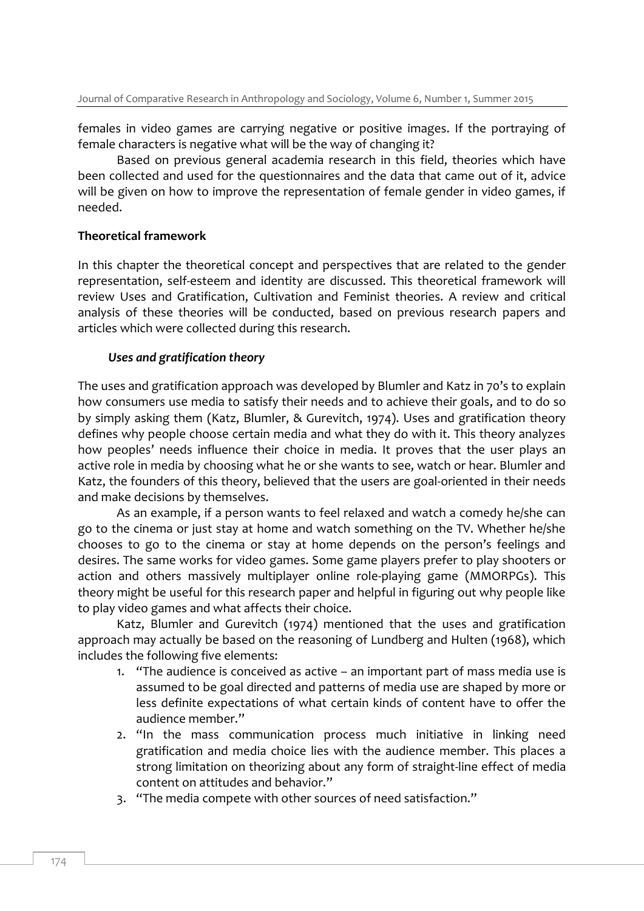females in video games are carrying negative or positive images. If the portraying of female characters is negative what will be the way of changing it?

Based on previous general academia research in this field, theories which have been collected and used for the questionnaires and the data that came out of it, advice will be given on how to improve the representation of female gender in video games, if needed.

**Theoretical framework**

In this chapter the theoretical concept and perspectives that are related to the gender representation, self-esteem and identity are discussed. This theoretical framework will review Uses and Gratification, Cultivation and Feminist theories. A review and critical analysis of these theories will be conducted, based on previous research papers and articles which were collected during this research.

***Uses and gratification theory***

The uses and gratification approach was developed by Blumler and Katz in 70's to explain how consumers use media to satisfy their needs and to achieve their goals, and to do so by simply asking them (Katz, Blumler, & Gurevitch, 1974). Uses and gratification theory defines why people choose certain media and what they do with it. This theory analyzes how peoples' needs influence their choice in media. It proves that the user plays an active role in media by choosing what he or she wants to see, watch or hear. Blumler and Katz, the founders of this theory, believed that the users are goal-oriented in their needs and make decisions by themselves.

As an example, if a person wants to feel relaxed and watch a comedy he/she can go to the cinema or just stay at home and watch something on the TV. Whether he/she chooses to go to the cinema or stay at home depends on the person's feelings and desires. The same works for video games. Some game players prefer to play shooters or action and others massively multiplayer online role-playing game (MMORPGs). This theory might be useful for this research paper and helpful in figuring out why people like to play video games and what affects their choice.

Katz, Blumler and Gurevitch (1974) mentioned that the uses and gratification approach may actually be based on the reasoning of Lundberg and Hulten (1968), which includes the following five elements:

1. "The audience is conceived as active – an important part of mass media use is assumed to be goal directed and patterns of media use are shaped by more or less definite expectations of what certain kinds of content have to offer the audience member."
2. "In the mass communication process much initiative in linking need gratification and media choice lies with the audience member. This places a strong limitation on theorizing about any form of straight-line effect of media content on attitudes and behavior."
3. "The media compete with other sources of need satisfaction."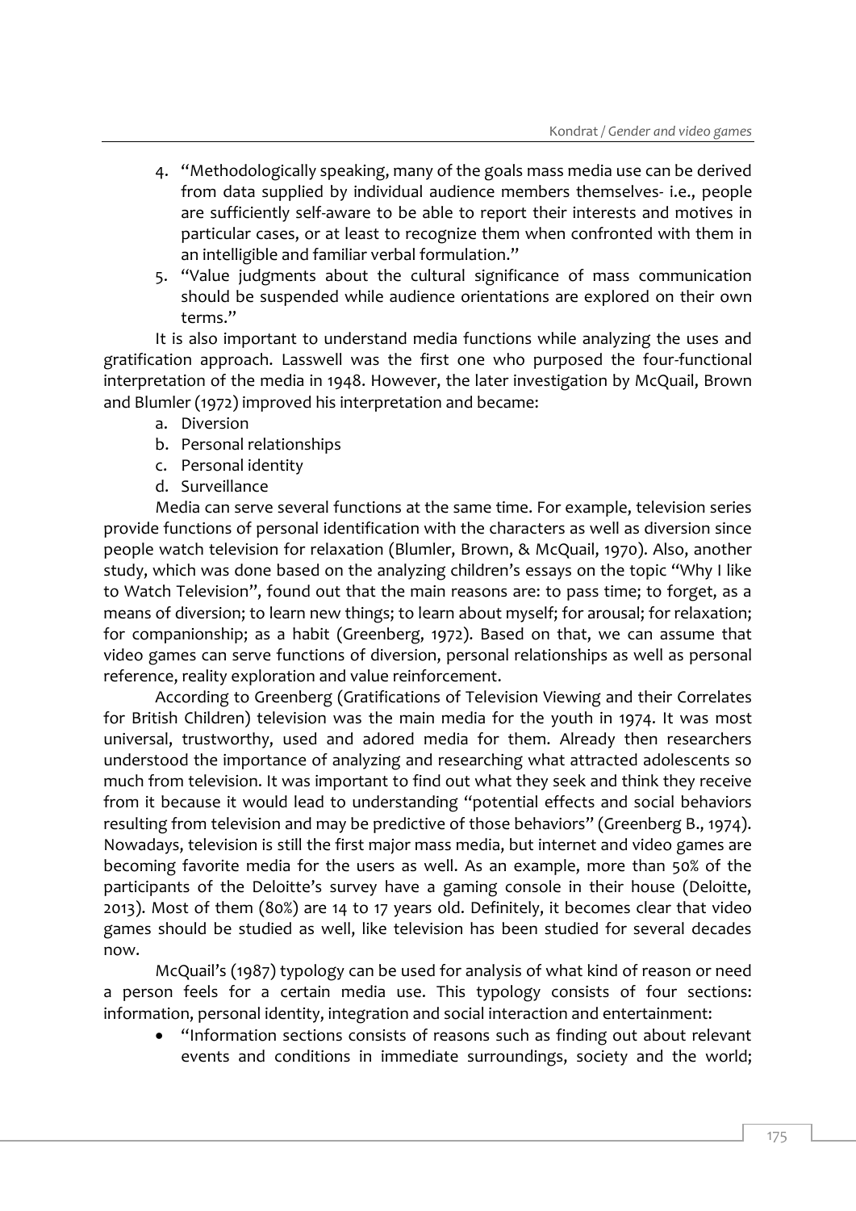4. "Methodologically speaking, many of the goals mass media use can be derived from data supplied by individual audience members themselves- i.e., people are sufficiently self-aware to be able to report their interests and motives in particular cases, or at least to recognize them when confronted with them in an intelligible and familiar verbal formulation."
5. "Value judgments about the cultural significance of mass communication should be suspended while audience orientations are explored on their own terms."

It is also important to understand media functions while analyzing the uses and gratification approach. Lasswell was the first one who purposed the four-functional interpretation of the media in 1948. However, the later investigation by McQuail, Brown and Blumler (1972) improved his interpretation and became:

a. Diversion
b. Personal relationships
c. Personal identity
d. Surveillance

Media can serve several functions at the same time. For example, television series provide functions of personal identification with the characters as well as diversion since people watch television for relaxation (Blumler, Brown, & McQuail, 1970). Also, another study, which was done based on the analyzing children's essays on the topic "Why I like to Watch Television", found out that the main reasons are: to pass time; to forget, as a means of diversion; to learn new things; to learn about myself; for arousal; for relaxation; for companionship; as a habit (Greenberg, 1972). Based on that, we can assume that video games can serve functions of diversion, personal relationships as well as personal reference, reality exploration and value reinforcement.

According to Greenberg (Gratifications of Television Viewing and their Correlates for British Children) television was the main media for the youth in 1974. It was most universal, trustworthy, used and adored media for them. Already then researchers understood the importance of analyzing and researching what attracted adolescents so much from television. It was important to find out what they seek and think they receive from it because it would lead to understanding "potential effects and social behaviors resulting from television and may be predictive of those behaviors" (Greenberg B., 1974). Nowadays, television is still the first major mass media, but internet and video games are becoming favorite media for the users as well. As an example, more than 50% of the participants of the Deloitte's survey have a gaming console in their house (Deloitte, 2013). Most of them (80%) are 14 to 17 years old. Definitely, it becomes clear that video games should be studied as well, like television has been studied for several decades now.

McQuail's (1987) typology can be used for analysis of what kind of reason or need a person feels for a certain media use. This typology consists of four sections: information, personal identity, integration and social interaction and entertainment:

- "Information sections consists of reasons such as finding out about relevant events and conditions in immediate surroundings, society and the world;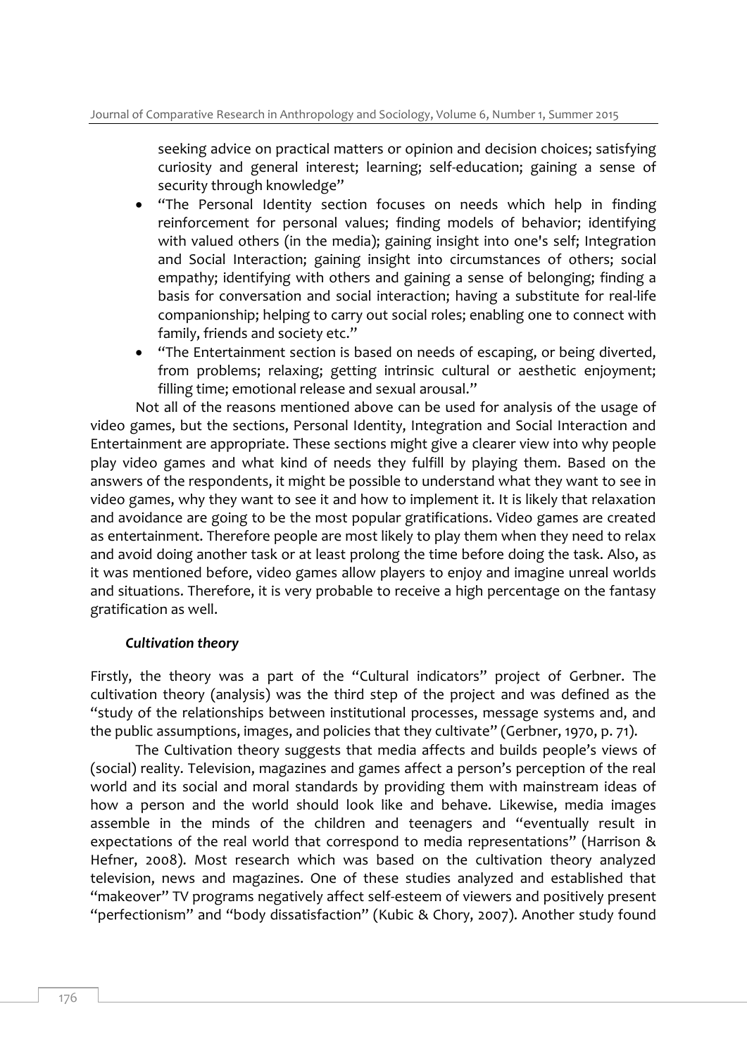seeking advice on practical matters or opinion and decision choices; satisfying curiosity and general interest; learning; self-education; gaining a sense of security through knowledge"

- "The Personal Identity section focuses on needs which help in finding reinforcement for personal values; finding models of behavior; identifying with valued others (in the media); gaining insight into one's self; Integration and Social Interaction; gaining insight into circumstances of others; social empathy; identifying with others and gaining a sense of belonging; finding a basis for conversation and social interaction; having a substitute for real-life companionship; helping to carry out social roles; enabling one to connect with family, friends and society etc."
- "The Entertainment section is based on needs of escaping, or being diverted, from problems; relaxing; getting intrinsic cultural or aesthetic enjoyment; filling time; emotional release and sexual arousal."

Not all of the reasons mentioned above can be used for analysis of the usage of video games, but the sections, Personal Identity, Integration and Social Interaction and Entertainment are appropriate. These sections might give a clearer view into why people play video games and what kind of needs they fulfill by playing them. Based on the answers of the respondents, it might be possible to understand what they want to see in video games, why they want to see it and how to implement it. It is likely that relaxation and avoidance are going to be the most popular gratifications. Video games are created as entertainment. Therefore people are most likely to play them when they need to relax and avoid doing another task or at least prolong the time before doing the task. Also, as it was mentioned before, video games allow players to enjoy and imagine unreal worlds and situations. Therefore, it is very probable to receive a high percentage on the fantasy gratification as well.

### *Cultivation theory*

Firstly, the theory was a part of the "Cultural indicators" project of Gerbner. The cultivation theory (analysis) was the third step of the project and was defined as the "study of the relationships between institutional processes, message systems and, and the public assumptions, images, and policies that they cultivate" (Gerbner, 1970, p. 71).

The Cultivation theory suggests that media affects and builds people's views of (social) reality. Television, magazines and games affect a person's perception of the real world and its social and moral standards by providing them with mainstream ideas of how a person and the world should look like and behave. Likewise, media images assemble in the minds of the children and teenagers and "eventually result in expectations of the real world that correspond to media representations" (Harrison & Hefner, 2008). Most research which was based on the cultivation theory analyzed television, news and magazines. One of these studies analyzed and established that "makeover" TV programs negatively affect self-esteem of viewers and positively present "perfectionism" and "body dissatisfaction" (Kubic & Chory, 2007). Another study found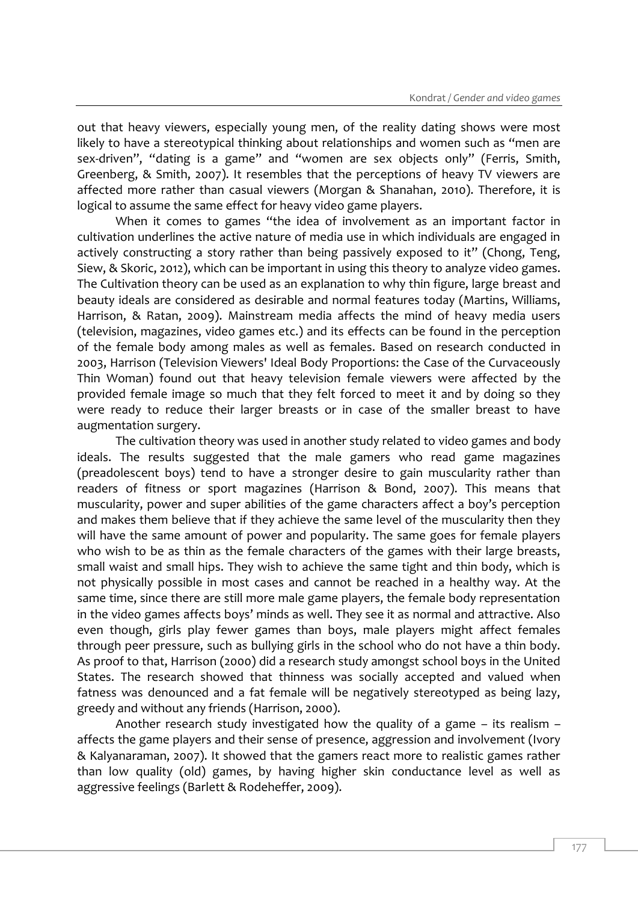out that heavy viewers, especially young men, of the reality dating shows were most likely to have a stereotypical thinking about relationships and women such as "men are sex-driven", "dating is a game" and "women are sex objects only" (Ferris, Smith, Greenberg, & Smith, 2007). It resembles that the perceptions of heavy TV viewers are affected more rather than casual viewers (Morgan & Shanahan, 2010). Therefore, it is logical to assume the same effect for heavy video game players.

When it comes to games "the idea of involvement as an important factor in cultivation underlines the active nature of media use in which individuals are engaged in actively constructing a story rather than being passively exposed to it" (Chong, Teng, Siew, & Skoric, 2012), which can be important in using this theory to analyze video games. The Cultivation theory can be used as an explanation to why thin figure, large breast and beauty ideals are considered as desirable and normal features today (Martins, Williams, Harrison, & Ratan, 2009). Mainstream media affects the mind of heavy media users (television, magazines, video games etc.) and its effects can be found in the perception of the female body among males as well as females. Based on research conducted in 2003, Harrison (Television Viewers' Ideal Body Proportions: the Case of the Curvaceously Thin Woman) found out that heavy television female viewers were affected by the provided female image so much that they felt forced to meet it and by doing so they were ready to reduce their larger breasts or in case of the smaller breast to have augmentation surgery.

The cultivation theory was used in another study related to video games and body ideals. The results suggested that the male gamers who read game magazines (preadolescent boys) tend to have a stronger desire to gain muscularity rather than readers of fitness or sport magazines (Harrison & Bond, 2007). This means that muscularity, power and super abilities of the game characters affect a boy's perception and makes them believe that if they achieve the same level of the muscularity then they will have the same amount of power and popularity. The same goes for female players who wish to be as thin as the female characters of the games with their large breasts, small waist and small hips. They wish to achieve the same tight and thin body, which is not physically possible in most cases and cannot be reached in a healthy way. At the same time, since there are still more male game players, the female body representation in the video games affects boys' minds as well. They see it as normal and attractive. Also even though, girls play fewer games than boys, male players might affect females through peer pressure, such as bullying girls in the school who do not have a thin body. As proof to that, Harrison (2000) did a research study amongst school boys in the United States. The research showed that thinness was socially accepted and valued when fatness was denounced and a fat female will be negatively stereotyped as being lazy, greedy and without any friends (Harrison, 2000).

Another research study investigated how the quality of a game – its realism – affects the game players and their sense of presence, aggression and involvement (Ivory & Kalyanaraman, 2007). It showed that the gamers react more to realistic games rather than low quality (old) games, by having higher skin conductance level as well as aggressive feelings (Barlett & Rodeheffer, 2009).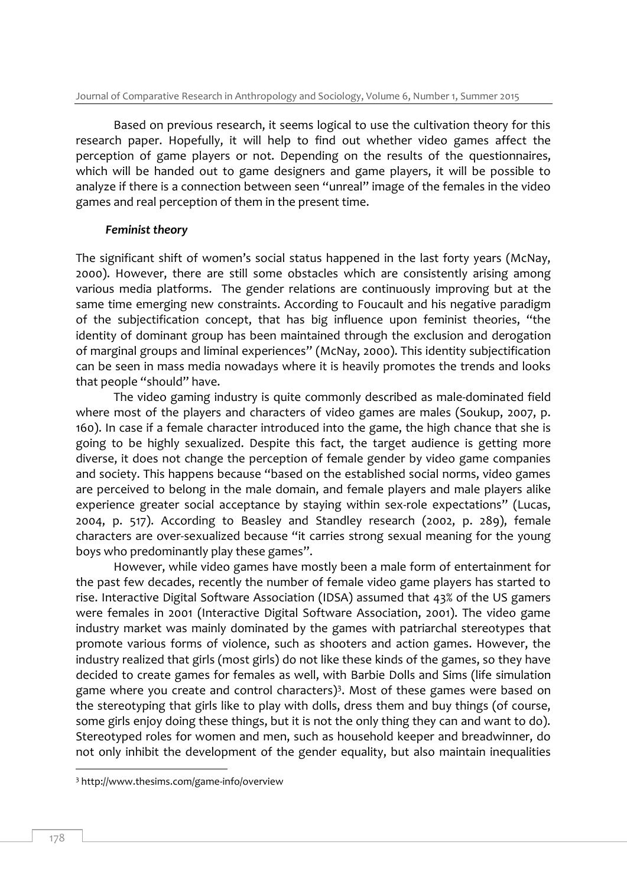Based on previous research, it seems logical to use the cultivation theory for this research paper. Hopefully, it will help to find out whether video games affect the perception of game players or not. Depending on the results of the questionnaires, which will be handed out to game designers and game players, it will be possible to analyze if there is a connection between seen "unreal" image of the females in the video games and real perception of them in the present time.

***Feminist theory***

The significant shift of women's social status happened in the last forty years (McNay, 2000). However, there are still some obstacles which are consistently arising among various media platforms. The gender relations are continuously improving but at the same time emerging new constraints. According to Foucault and his negative paradigm of the subjectification concept, that has big influence upon feminist theories, "the identity of dominant group has been maintained through the exclusion and derogation of marginal groups and liminal experiences" (McNay, 2000). This identity subjectification can be seen in mass media nowadays where it is heavily promotes the trends and looks that people "should" have.

The video gaming industry is quite commonly described as male-dominated field where most of the players and characters of video games are males (Soukup, 2007, p. 160). In case if a female character introduced into the game, the high chance that she is going to be highly sexualized. Despite this fact, the target audience is getting more diverse, it does not change the perception of female gender by video game companies and society. This happens because "based on the established social norms, video games are perceived to belong in the male domain, and female players and male players alike experience greater social acceptance by staying within sex-role expectations" (Lucas, 2004, p. 517). According to Beasley and Standley research (2002, p. 289), female characters are over-sexualized because "it carries strong sexual meaning for the young boys who predominantly play these games".

However, while video games have mostly been a male form of entertainment for the past few decades, recently the number of female video game players has started to rise. Interactive Digital Software Association (IDSA) assumed that 43% of the US gamers were females in 2001 (Interactive Digital Software Association, 2001). The video game industry market was mainly dominated by the games with patriarchal stereotypes that promote various forms of violence, such as shooters and action games. However, the industry realized that girls (most girls) do not like these kinds of the games, so they have decided to create games for females as well, with Barbie Dolls and Sims (life simulation game where you create and control characters)[3]. Most of these games were based on the stereotyping that girls like to play with dolls, dress them and buy things (of course, some girls enjoy doing these things, but it is not the only thing they can and want to do). Stereotyped roles for women and men, such as household keeper and breadwinner, do not only inhibit the development of the gender equality, but also maintain inequalities

---

[3] http://www.thesims.com/game-info/overview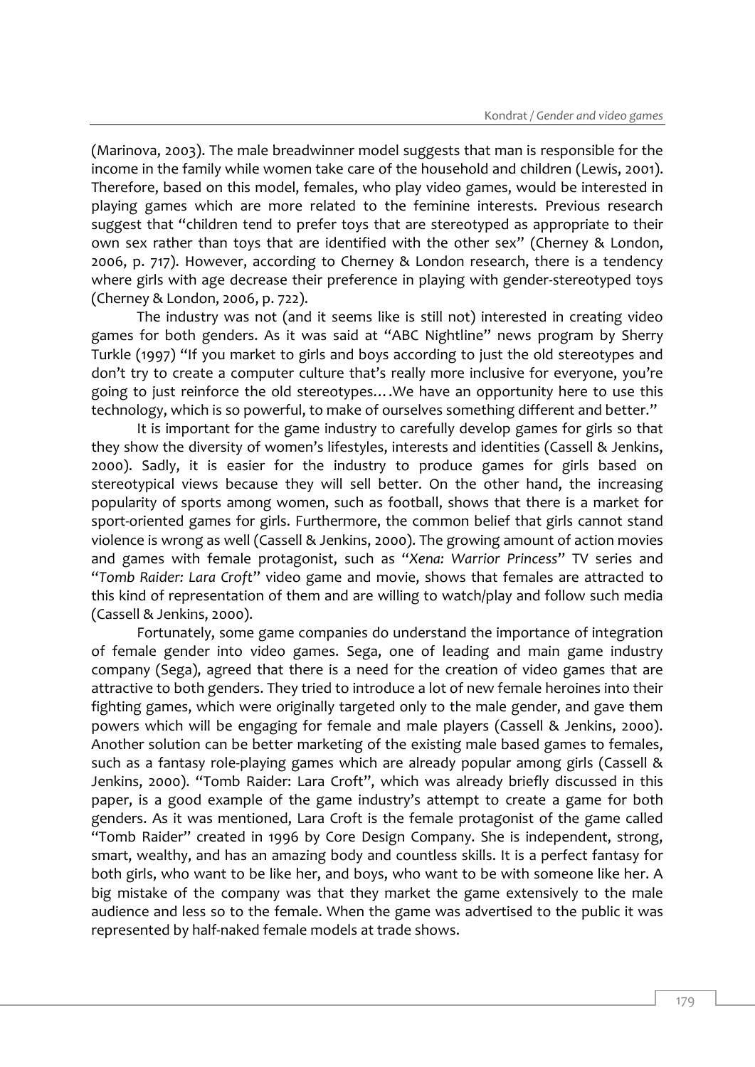(Marinova, 2003). The male breadwinner model suggests that man is responsible for the income in the family while women take care of the household and children (Lewis, 2001). Therefore, based on this model, females, who play video games, would be interested in playing games which are more related to the feminine interests. Previous research suggest that "children tend to prefer toys that are stereotyped as appropriate to their own sex rather than toys that are identified with the other sex" (Cherney & London, 2006, p. 717). However, according to Cherney & London research, there is a tendency where girls with age decrease their preference in playing with gender-stereotyped toys (Cherney & London, 2006, p. 722).

The industry was not (and it seems like is still not) interested in creating video games for both genders. As it was said at "ABC Nightline" news program by Sherry Turkle (1997) "If you market to girls and boys according to just the old stereotypes and don't try to create a computer culture that's really more inclusive for everyone, you're going to just reinforce the old stereotypes.…We have an opportunity here to use this technology, which is so powerful, to make of ourselves something different and better."

It is important for the game industry to carefully develop games for girls so that they show the diversity of women's lifestyles, interests and identities (Cassell & Jenkins, 2000). Sadly, it is easier for the industry to produce games for girls based on stereotypical views because they will sell better. On the other hand, the increasing popularity of sports among women, such as football, shows that there is a market for sport-oriented games for girls. Furthermore, the common belief that girls cannot stand violence is wrong as well (Cassell & Jenkins, 2000). The growing amount of action movies and games with female protagonist, such as "*Xena: Warrior Princess*" TV series and "*Tomb Raider: Lara Croft*" video game and movie, shows that females are attracted to this kind of representation of them and are willing to watch/play and follow such media (Cassell & Jenkins, 2000).

Fortunately, some game companies do understand the importance of integration of female gender into video games. Sega, one of leading and main game industry company (Sega), agreed that there is a need for the creation of video games that are attractive to both genders. They tried to introduce a lot of new female heroines into their fighting games, which were originally targeted only to the male gender, and gave them powers which will be engaging for female and male players (Cassell & Jenkins, 2000). Another solution can be better marketing of the existing male based games to females, such as a fantasy role-playing games which are already popular among girls (Cassell & Jenkins, 2000). "Tomb Raider: Lara Croft", which was already briefly discussed in this paper, is a good example of the game industry's attempt to create a game for both genders. As it was mentioned, Lara Croft is the female protagonist of the game called "Tomb Raider" created in 1996 by Core Design Company. She is independent, strong, smart, wealthy, and has an amazing body and countless skills. It is a perfect fantasy for both girls, who want to be like her, and boys, who want to be with someone like her. A big mistake of the company was that they market the game extensively to the male audience and less so to the female. When the game was advertised to the public it was represented by half-naked female models at trade shows.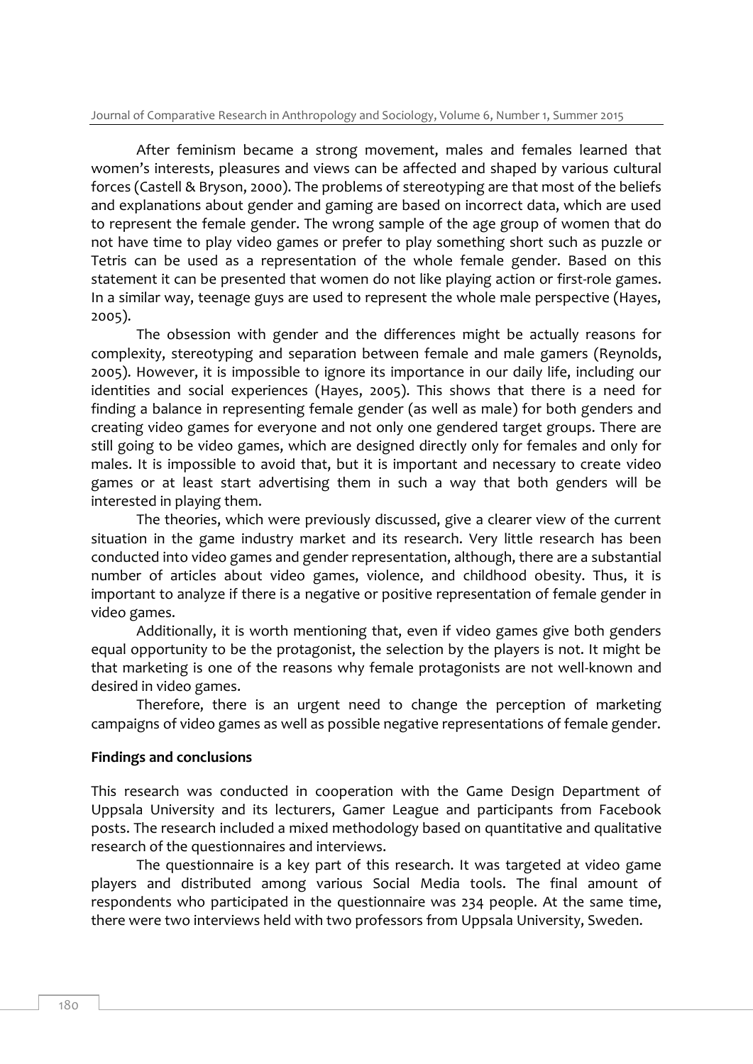After feminism became a strong movement, males and females learned that women's interests, pleasures and views can be affected and shaped by various cultural forces (Castell & Bryson, 2000). The problems of stereotyping are that most of the beliefs and explanations about gender and gaming are based on incorrect data, which are used to represent the female gender. The wrong sample of the age group of women that do not have time to play video games or prefer to play something short such as puzzle or Tetris can be used as a representation of the whole female gender. Based on this statement it can be presented that women do not like playing action or first-role games. In a similar way, teenage guys are used to represent the whole male perspective (Hayes, 2005).

The obsession with gender and the differences might be actually reasons for complexity, stereotyping and separation between female and male gamers (Reynolds, 2005). However, it is impossible to ignore its importance in our daily life, including our identities and social experiences (Hayes, 2005). This shows that there is a need for finding a balance in representing female gender (as well as male) for both genders and creating video games for everyone and not only one gendered target groups. There are still going to be video games, which are designed directly only for females and only for males. It is impossible to avoid that, but it is important and necessary to create video games or at least start advertising them in such a way that both genders will be interested in playing them.

The theories, which were previously discussed, give a clearer view of the current situation in the game industry market and its research. Very little research has been conducted into video games and gender representation, although, there are a substantial number of articles about video games, violence, and childhood obesity. Thus, it is important to analyze if there is a negative or positive representation of female gender in video games.

Additionally, it is worth mentioning that, even if video games give both genders equal opportunity to be the protagonist, the selection by the players is not. It might be that marketing is one of the reasons why female protagonists are not well-known and desired in video games.

Therefore, there is an urgent need to change the perception of marketing campaigns of video games as well as possible negative representations of female gender.

**Findings and conclusions**

This research was conducted in cooperation with the Game Design Department of Uppsala University and its lecturers, Gamer League and participants from Facebook posts. The research included a mixed methodology based on quantitative and qualitative research of the questionnaires and interviews.

The questionnaire is a key part of this research. It was targeted at video game players and distributed among various Social Media tools. The final amount of respondents who participated in the questionnaire was 234 people. At the same time, there were two interviews held with two professors from Uppsala University, Sweden.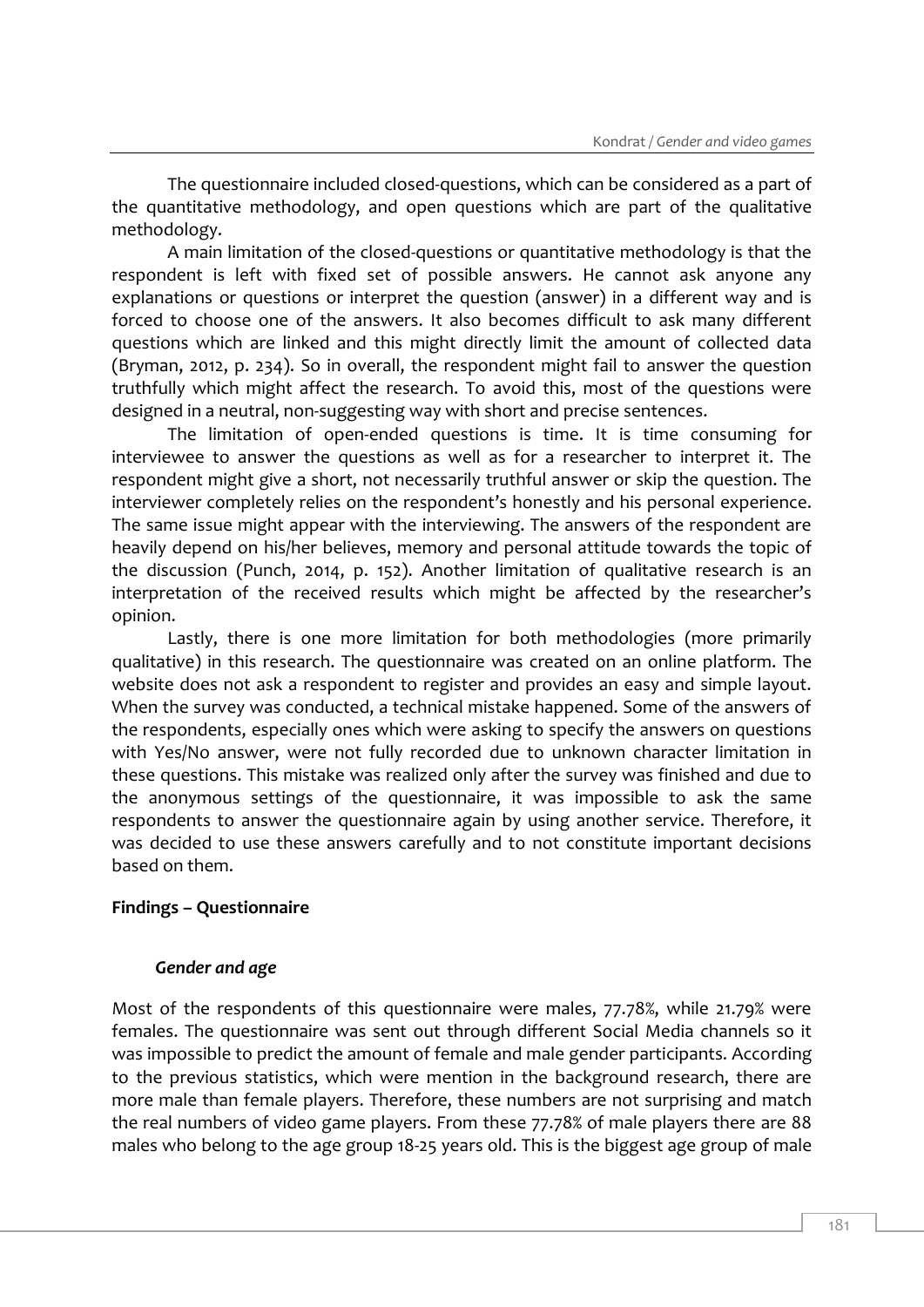The questionnaire included closed-questions, which can be considered as a part of the quantitative methodology, and open questions which are part of the qualitative methodology.

A main limitation of the closed-questions or quantitative methodology is that the respondent is left with fixed set of possible answers. He cannot ask anyone any explanations or questions or interpret the question (answer) in a different way and is forced to choose one of the answers. It also becomes difficult to ask many different questions which are linked and this might directly limit the amount of collected data (Bryman, 2012, p. 234). So in overall, the respondent might fail to answer the question truthfully which might affect the research. To avoid this, most of the questions were designed in a neutral, non-suggesting way with short and precise sentences.

The limitation of open-ended questions is time. It is time consuming for interviewee to answer the questions as well as for a researcher to interpret it. The respondent might give a short, not necessarily truthful answer or skip the question. The interviewer completely relies on the respondent's honestly and his personal experience. The same issue might appear with the interviewing. The answers of the respondent are heavily depend on his/her believes, memory and personal attitude towards the topic of the discussion (Punch, 2014, p. 152). Another limitation of qualitative research is an interpretation of the received results which might be affected by the researcher's opinion.

Lastly, there is one more limitation for both methodologies (more primarily qualitative) in this research. The questionnaire was created on an online platform. The website does not ask a respondent to register and provides an easy and simple layout. When the survey was conducted, a technical mistake happened. Some of the answers of the respondents, especially ones which were asking to specify the answers on questions with Yes/No answer, were not fully recorded due to unknown character limitation in these questions. This mistake was realized only after the survey was finished and due to the anonymous settings of the questionnaire, it was impossible to ask the same respondents to answer the questionnaire again by using another service. Therefore, it was decided to use these answers carefully and to not constitute important decisions based on them.

**Findings – Questionnaire**

***Gender and age***

Most of the respondents of this questionnaire were males, 77.78%, while 21.79% were females. The questionnaire was sent out through different Social Media channels so it was impossible to predict the amount of female and male gender participants. According to the previous statistics, which were mention in the background research, there are more male than female players. Therefore, these numbers are not surprising and match the real numbers of video game players. From these 77.78% of male players there are 88 males who belong to the age group 18-25 years old. This is the biggest age group of male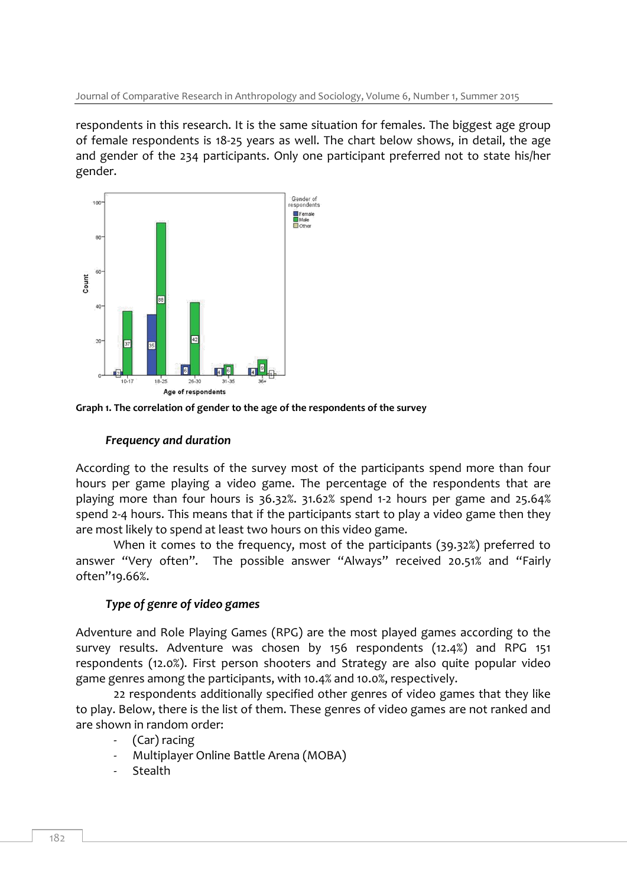respondents in this research. It is the same situation for females. The biggest age group of female respondents is 18-25 years as well. The chart below shows, in detail, the age and gender of the 234 participants. Only one participant preferred not to state his/her gender.

**Graph 1. The correlation of gender to the age of the respondents of the survey**

### *Frequency and duration*

According to the results of the survey most of the participants spend more than four hours per game playing a video game. The percentage of the respondents that are playing more than four hours is 36.32%. 31.62% spend 1-2 hours per game and 25.64% spend 2-4 hours. This means that if the participants start to play a video game then they are most likely to spend at least two hours on this video game.

When it comes to the frequency, most of the participants (39.32%) preferred to answer "Very often". The possible answer "Always" received 20.51% and "Fairly often"19.66%.

### *Type of genre of video games*

Adventure and Role Playing Games (RPG) are the most played games according to the survey results. Adventure was chosen by 156 respondents (12.4%) and RPG 151 respondents (12.0%). First person shooters and Strategy are also quite popular video game genres among the participants, with 10.4% and 10.0%, respectively.

22 respondents additionally specified other genres of video games that they like to play. Below, there is the list of them. These genres of video games are not ranked and are shown in random order:

- (Car) racing
- Multiplayer Online Battle Arena (MOBA)
- Stealth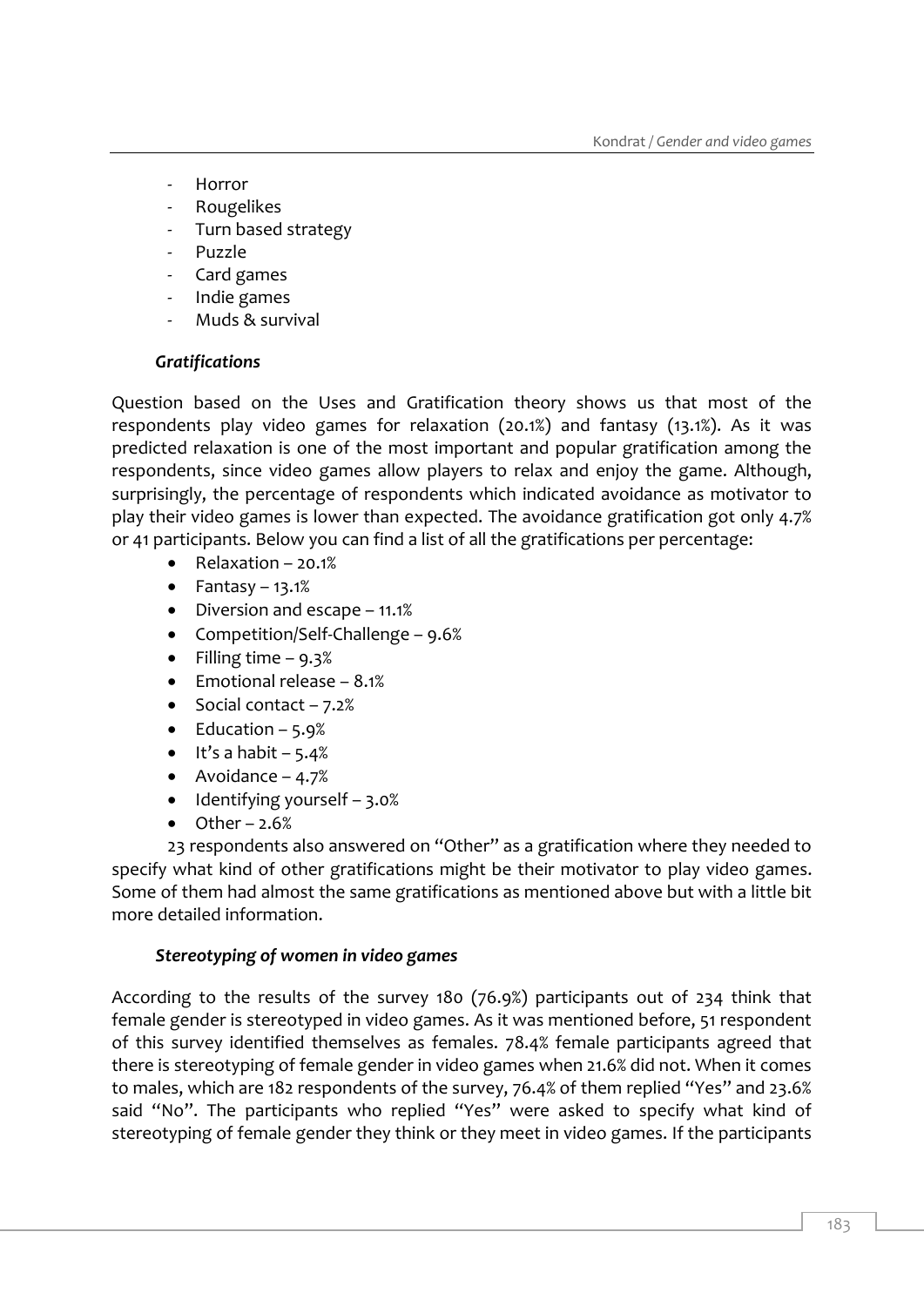- Horror
- Rougelikes
- Turn based strategy
- Puzzle
- Card games
- Indie games
- Muds & survival

### *Gratifications*

Question based on the Uses and Gratification theory shows us that most of the respondents play video games for relaxation (20.1%) and fantasy (13.1%). As it was predicted relaxation is one of the most important and popular gratification among the respondents, since video games allow players to relax and enjoy the game. Although, surprisingly, the percentage of respondents which indicated avoidance as motivator to play their video games is lower than expected. The avoidance gratification got only 4.7% or 41 participants. Below you can find a list of all the gratifications per percentage:

- Relaxation – 20.1%
- Fantasy – 13.1%
- Diversion and escape – 11.1%
- Competition/Self-Challenge – 9.6%
- Filling time – 9.3%
- Emotional release – 8.1%
- Social contact – 7.2%
- Education – 5.9%
- It's a habit – 5.4%
- Avoidance – 4.7%
- Identifying yourself – 3.0%
- Other – 2.6%

23 respondents also answered on "Other" as a gratification where they needed to specify what kind of other gratifications might be their motivator to play video games. Some of them had almost the same gratifications as mentioned above but with a little bit more detailed information.

### *Stereotyping of women in video games*

According to the results of the survey 180 (76.9%) participants out of 234 think that female gender is stereotyped in video games. As it was mentioned before, 51 respondent of this survey identified themselves as females. 78.4% female participants agreed that there is stereotyping of female gender in video games when 21.6% did not. When it comes to males, which are 182 respondents of the survey, 76.4% of them replied "Yes" and 23.6% said "No". The participants who replied "Yes" were asked to specify what kind of stereotyping of female gender they think or they meet in video games. If the participants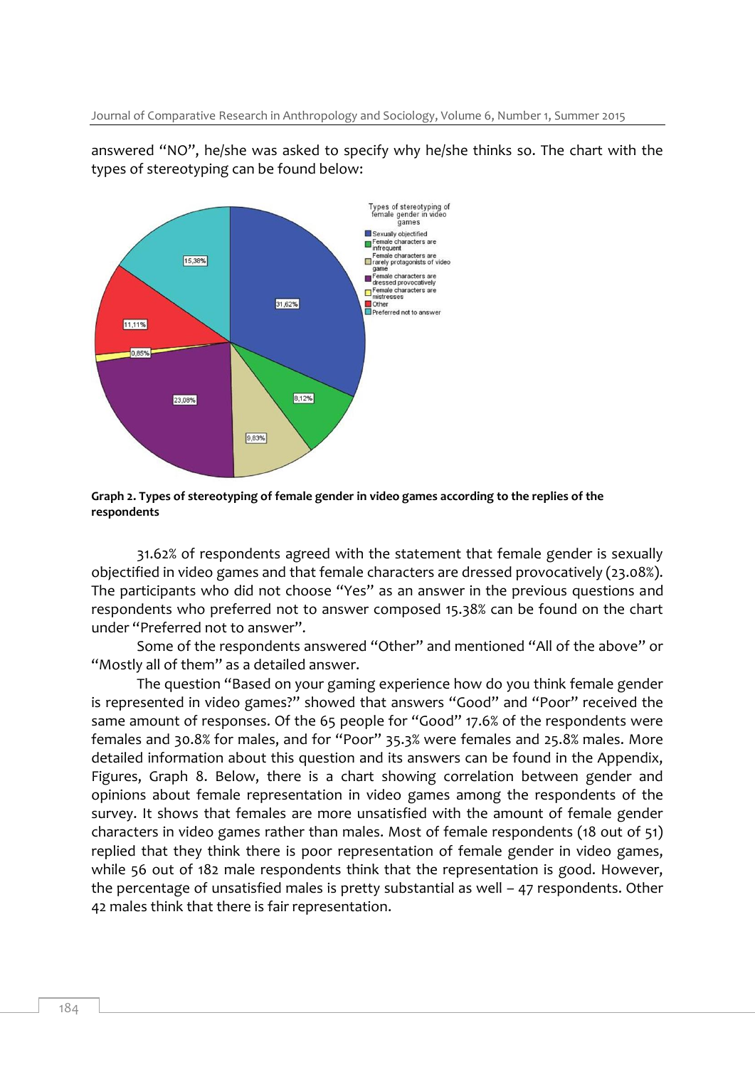answered "NO", he/she was asked to specify why he/she thinks so. The chart with the types of stereotyping can be found below:

**Graph 2. Types of stereotyping of female gender in video games according to the replies of the respondents**

31.62% of respondents agreed with the statement that female gender is sexually objectified in video games and that female characters are dressed provocatively (23.08%). The participants who did not choose "Yes" as an answer in the previous questions and respondents who preferred not to answer composed 15.38% can be found on the chart under "Preferred not to answer".

Some of the respondents answered "Other" and mentioned "All of the above" or "Mostly all of them" as a detailed answer.

The question "Based on your gaming experience how do you think female gender is represented in video games?" showed that answers "Good" and "Poor" received the same amount of responses. Of the 65 people for "Good" 17.6% of the respondents were females and 30.8% for males, and for "Poor" 35.3% were females and 25.8% males. More detailed information about this question and its answers can be found in the Appendix, Figures, Graph 8. Below, there is a chart showing correlation between gender and opinions about female representation in video games among the respondents of the survey. It shows that females are more unsatisfied with the amount of female gender characters in video games rather than males. Most of female respondents (18 out of 51) replied that they think there is poor representation of female gender in video games, while 56 out of 182 male respondents think that the representation is good. However, the percentage of unsatisfied males is pretty substantial as well – 47 respondents. Other 42 males think that there is fair representation.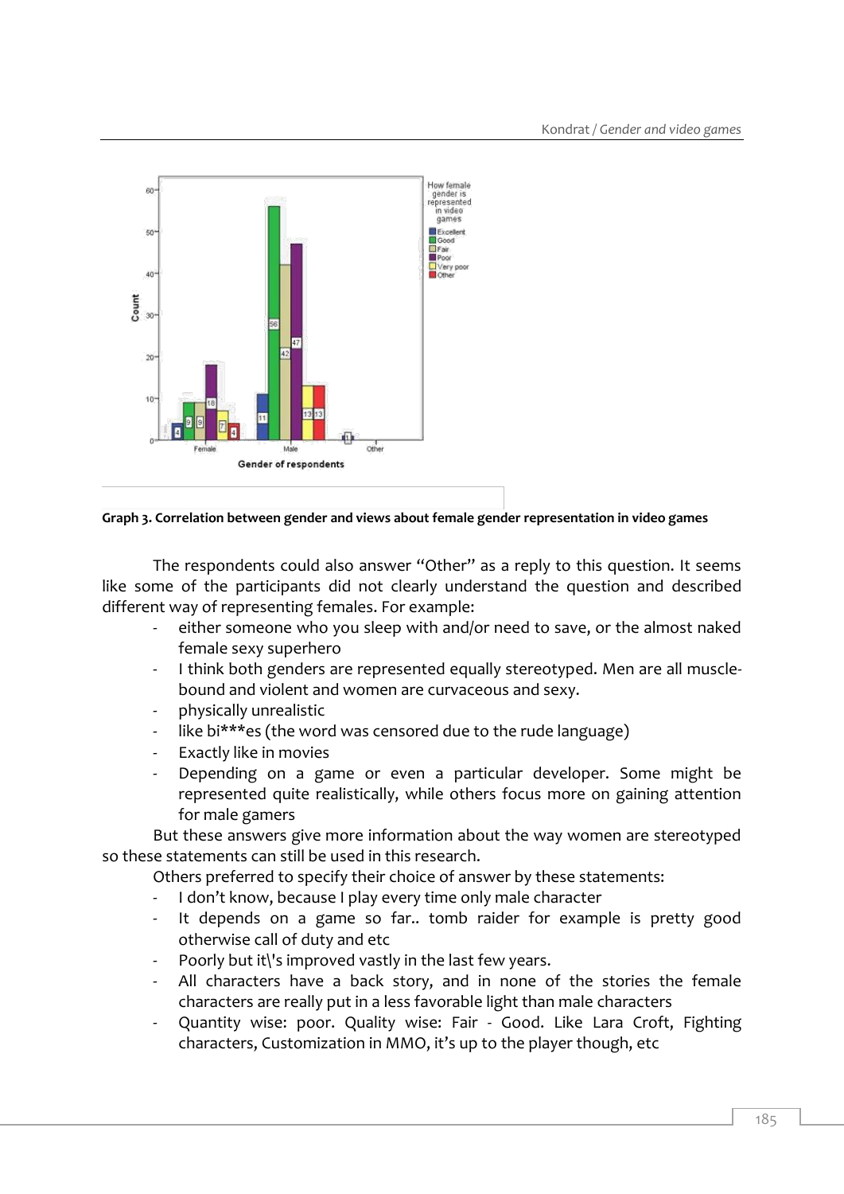Graph 3. **Correlation between gender and views about female gender representation in video games**

The respondents could also answer "Other" as a reply to this question. It seems like some of the participants did not clearly understand the question and described different way of representing females. For example:

- either someone who you sleep with and/or need to save, or the almost naked female sexy superhero
- I think both genders are represented equally stereotyped. Men are all muscle-bound and violent and women are curvaceous and sexy.
- physically unrealistic
- like bi***es (the word was censored due to the rude language)
- Exactly like in movies
- Depending on a game or even a particular developer. Some might be represented quite realistically, while others focus more on gaining attention for male gamers

But these answers give more information about the way women are stereotyped so these statements can still be used in this research.

Others preferred to specify their choice of answer by these statements:

- I don't know, because I play every time only male character
- It depends on a game so far.. tomb raider for example is pretty good otherwise call of duty and etc
- Poorly but it\'s improved vastly in the last few years.
- All characters have a back story, and in none of the stories the female characters are really put in a less favorable light than male characters
- Quantity wise: poor. Quality wise: Fair - Good. Like Lara Croft, Fighting characters, Customization in MMO, it's up to the player though, etc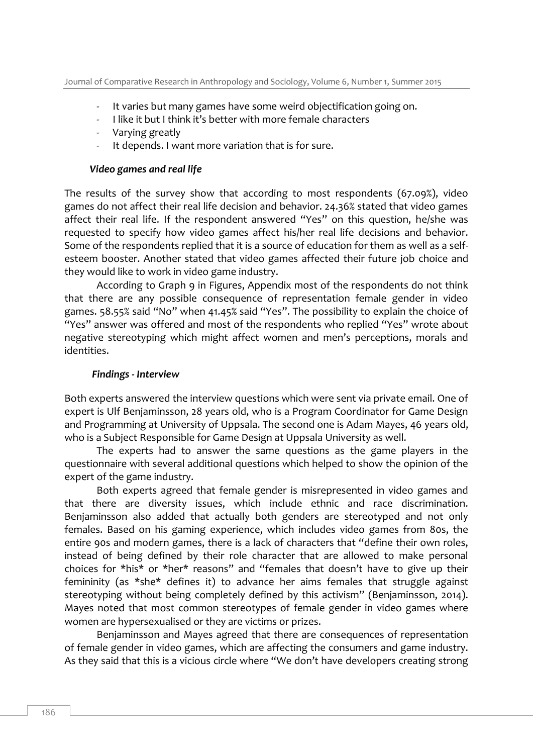- It varies but many games have some weird objectification going on.
- I like it but I think it's better with more female characters
- Varying greatly
- It depends. I want more variation that is for sure.

### *Video games and real life*

The results of the survey show that according to most respondents (67.09%), video games do not affect their real life decision and behavior. 24.36% stated that video games affect their real life. If the respondent answered "Yes" on this question, he/she was requested to specify how video games affect his/her real life decisions and behavior. Some of the respondents replied that it is a source of education for them as well as a self-esteem booster. Another stated that video games affected their future job choice and they would like to work in video game industry.

According to Graph 9 in Figures, Appendix most of the respondents do not think that there are any possible consequence of representation female gender in video games. 58.55% said "No" when 41.45% said "Yes". The possibility to explain the choice of "Yes" answer was offered and most of the respondents who replied "Yes" wrote about negative stereotyping which might affect women and men's perceptions, morals and identities.

### *Findings - Interview*

Both experts answered the interview questions which were sent via private email. One of expert is Ulf Benjaminsson, 28 years old, who is a Program Coordinator for Game Design and Programming at University of Uppsala. The second one is Adam Mayes, 46 years old, who is a Subject Responsible for Game Design at Uppsala University as well.

The experts had to answer the same questions as the game players in the questionnaire with several additional questions which helped to show the opinion of the expert of the game industry.

Both experts agreed that female gender is misrepresented in video games and that there are diversity issues, which include ethnic and race discrimination. Benjaminsson also added that actually both genders are stereotyped and not only females. Based on his gaming experience, which includes video games from 80s, the entire 90s and modern games, there is a lack of characters that "define their own roles, instead of being defined by their role character that are allowed to make personal choices for *his* or *her* reasons" and "females that doesn't have to give up their femininity (as *she* defines it) to advance her aims females that struggle against stereotyping without being completely defined by this activism" (Benjaminsson, 2014). Mayes noted that most common stereotypes of female gender in video games where women are hypersexualised or they are victims or prizes.

Benjaminsson and Mayes agreed that there are consequences of representation of female gender in video games, which are affecting the consumers and game industry. As they said that this is a vicious circle where "We don't have developers creating strong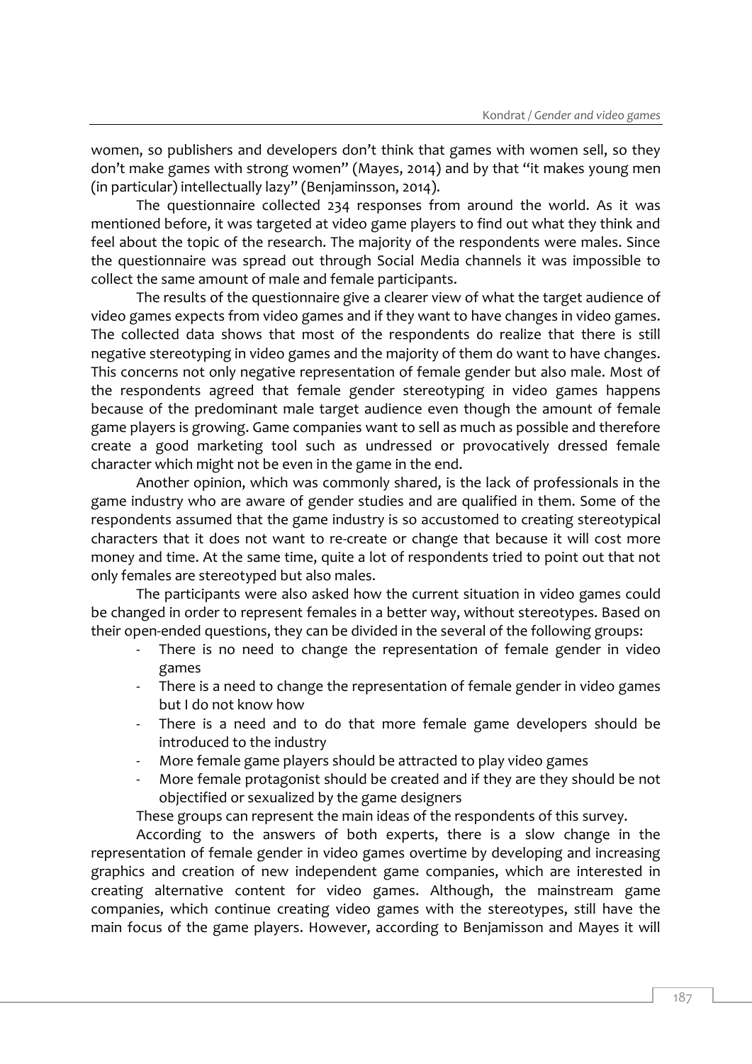women, so publishers and developers don't think that games with women sell, so they don't make games with strong women" (Mayes, 2014) and by that "it makes young men (in particular) intellectually lazy" (Benjaminsson, 2014).

The questionnaire collected 234 responses from around the world. As it was mentioned before, it was targeted at video game players to find out what they think and feel about the topic of the research. The majority of the respondents were males. Since the questionnaire was spread out through Social Media channels it was impossible to collect the same amount of male and female participants.

The results of the questionnaire give a clearer view of what the target audience of video games expects from video games and if they want to have changes in video games. The collected data shows that most of the respondents do realize that there is still negative stereotyping in video games and the majority of them do want to have changes. This concerns not only negative representation of female gender but also male. Most of the respondents agreed that female gender stereotyping in video games happens because of the predominant male target audience even though the amount of female game players is growing. Game companies want to sell as much as possible and therefore create a good marketing tool such as undressed or provocatively dressed female character which might not be even in the game in the end.

Another opinion, which was commonly shared, is the lack of professionals in the game industry who are aware of gender studies and are qualified in them. Some of the respondents assumed that the game industry is so accustomed to creating stereotypical characters that it does not want to re-create or change that because it will cost more money and time. At the same time, quite a lot of respondents tried to point out that not only females are stereotyped but also males.

The participants were also asked how the current situation in video games could be changed in order to represent females in a better way, without stereotypes. Based on their open-ended questions, they can be divided in the several of the following groups:

- There is no need to change the representation of female gender in video games
- There is a need to change the representation of female gender in video games but I do not know how
- There is a need and to do that more female game developers should be introduced to the industry
- More female game players should be attracted to play video games
- More female protagonist should be created and if they are they should be not objectified or sexualized by the game designers

These groups can represent the main ideas of the respondents of this survey.

According to the answers of both experts, there is a slow change in the representation of female gender in video games overtime by developing and increasing graphics and creation of new independent game companies, which are interested in creating alternative content for video games. Although, the mainstream game companies, which continue creating video games with the stereotypes, still have the main focus of the game players. However, according to Benjamisson and Mayes it will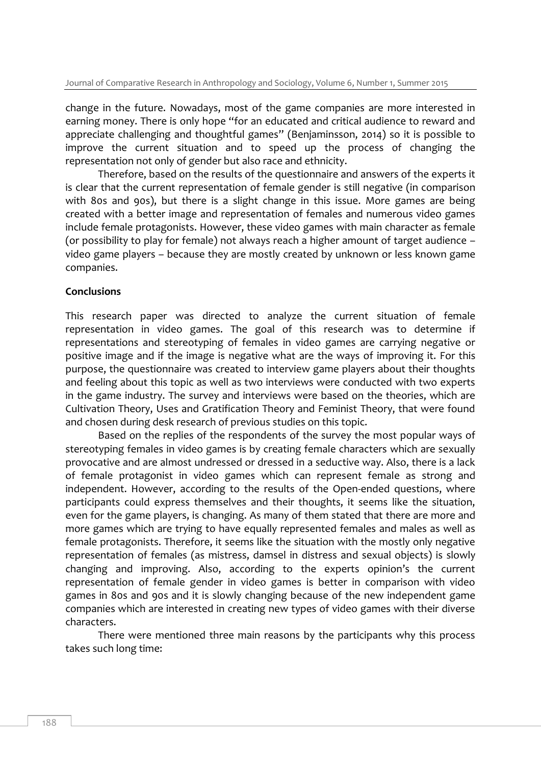change in the future. Nowadays, most of the game companies are more interested in earning money. There is only hope "for an educated and critical audience to reward and appreciate challenging and thoughtful games" (Benjaminsson, 2014) so it is possible to improve the current situation and to speed up the process of changing the representation not only of gender but also race and ethnicity.

Therefore, based on the results of the questionnaire and answers of the experts it is clear that the current representation of female gender is still negative (in comparison with 80s and 90s), but there is a slight change in this issue. More games are being created with a better image and representation of females and numerous video games include female protagonists. However, these video games with main character as female (or possibility to play for female) not always reach a higher amount of target audience – video game players – because they are mostly created by unknown or less known game companies.

**Conclusions**

This research paper was directed to analyze the current situation of female representation in video games. The goal of this research was to determine if representations and stereotyping of females in video games are carrying negative or positive image and if the image is negative what are the ways of improving it. For this purpose, the questionnaire was created to interview game players about their thoughts and feeling about this topic as well as two interviews were conducted with two experts in the game industry. The survey and interviews were based on the theories, which are Cultivation Theory, Uses and Gratification Theory and Feminist Theory, that were found and chosen during desk research of previous studies on this topic.

Based on the replies of the respondents of the survey the most popular ways of stereotyping females in video games is by creating female characters which are sexually provocative and are almost undressed or dressed in a seductive way. Also, there is a lack of female protagonist in video games which can represent female as strong and independent. However, according to the results of the Open-ended questions, where participants could express themselves and their thoughts, it seems like the situation, even for the game players, is changing. As many of them stated that there are more and more games which are trying to have equally represented females and males as well as female protagonists. Therefore, it seems like the situation with the mostly only negative representation of females (as mistress, damsel in distress and sexual objects) is slowly changing and improving. Also, according to the experts opinion's the current representation of female gender in video games is better in comparison with video games in 80s and 90s and it is slowly changing because of the new independent game companies which are interested in creating new types of video games with their diverse characters.

There were mentioned three main reasons by the participants why this process takes such long time: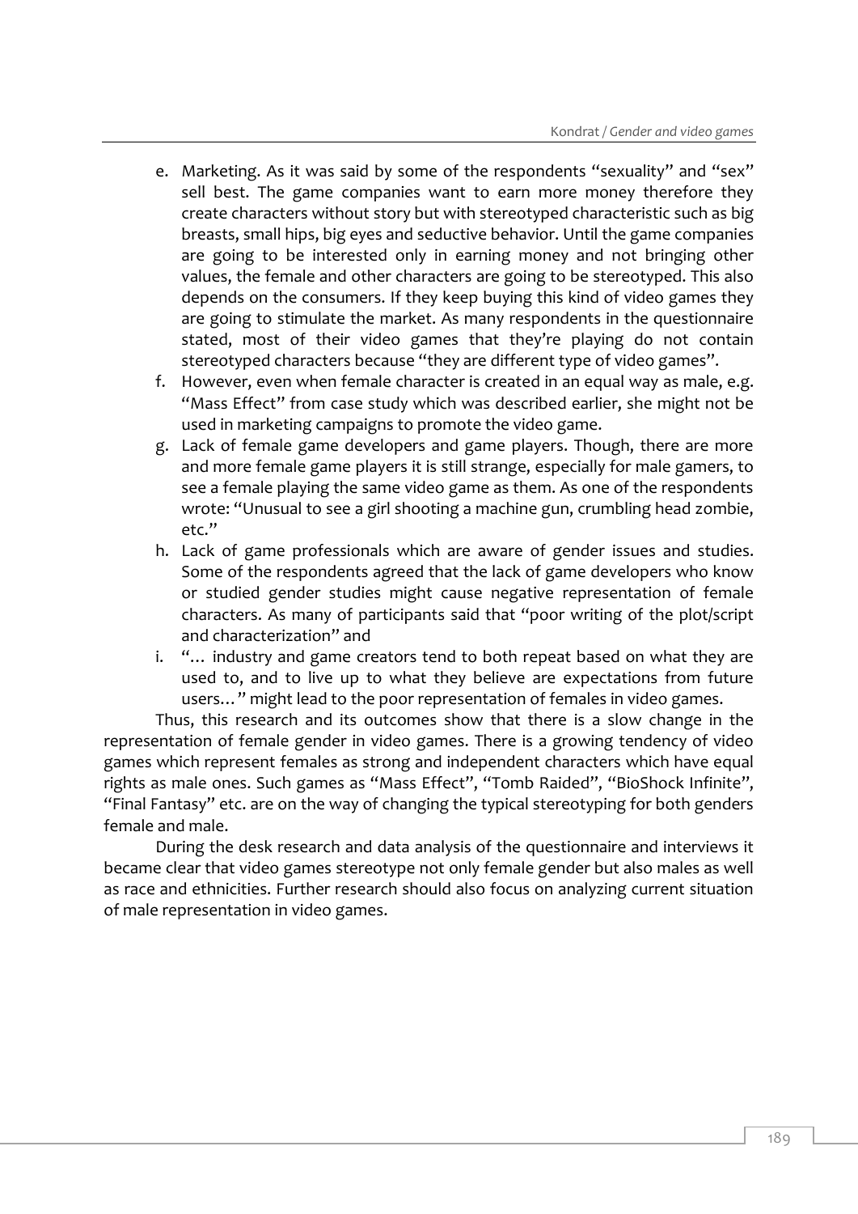e. Marketing. As it was said by some of the respondents "sexuality" and "sex" sell best. The game companies want to earn more money therefore they create characters without story but with stereotyped characteristic such as big breasts, small hips, big eyes and seductive behavior. Until the game companies are going to be interested only in earning money and not bringing other values, the female and other characters are going to be stereotyped. This also depends on the consumers. If they keep buying this kind of video games they are going to stimulate the market. As many respondents in the questionnaire stated, most of their video games that they're playing do not contain stereotyped characters because "they are different type of video games".
f. However, even when female character is created in an equal way as male, e.g. "Mass Effect" from case study which was described earlier, she might not be used in marketing campaigns to promote the video game.
g. Lack of female game developers and game players. Though, there are more and more female game players it is still strange, especially for male gamers, to see a female playing the same video game as them. As one of the respondents wrote: "Unusual to see a girl shooting a machine gun, crumbling head zombie, etc."
h. Lack of game professionals which are aware of gender issues and studies. Some of the respondents agreed that the lack of game developers who know or studied gender studies might cause negative representation of female characters. As many of participants said that "poor writing of the plot/script and characterization" and
i. "… industry and game creators tend to both repeat based on what they are used to, and to live up to what they believe are expectations from future users…" might lead to the poor representation of females in video games.

Thus, this research and its outcomes show that there is a slow change in the representation of female gender in video games. There is a growing tendency of video games which represent females as strong and independent characters which have equal rights as male ones. Such games as "Mass Effect", "Tomb Raided", "BioShock Infinite", "Final Fantasy" etc. are on the way of changing the typical stereotyping for both genders female and male.

During the desk research and data analysis of the questionnaire and interviews it became clear that video games stereotype not only female gender but also males as well as race and ethnicities. Further research should also focus on analyzing current situation of male representation in video games.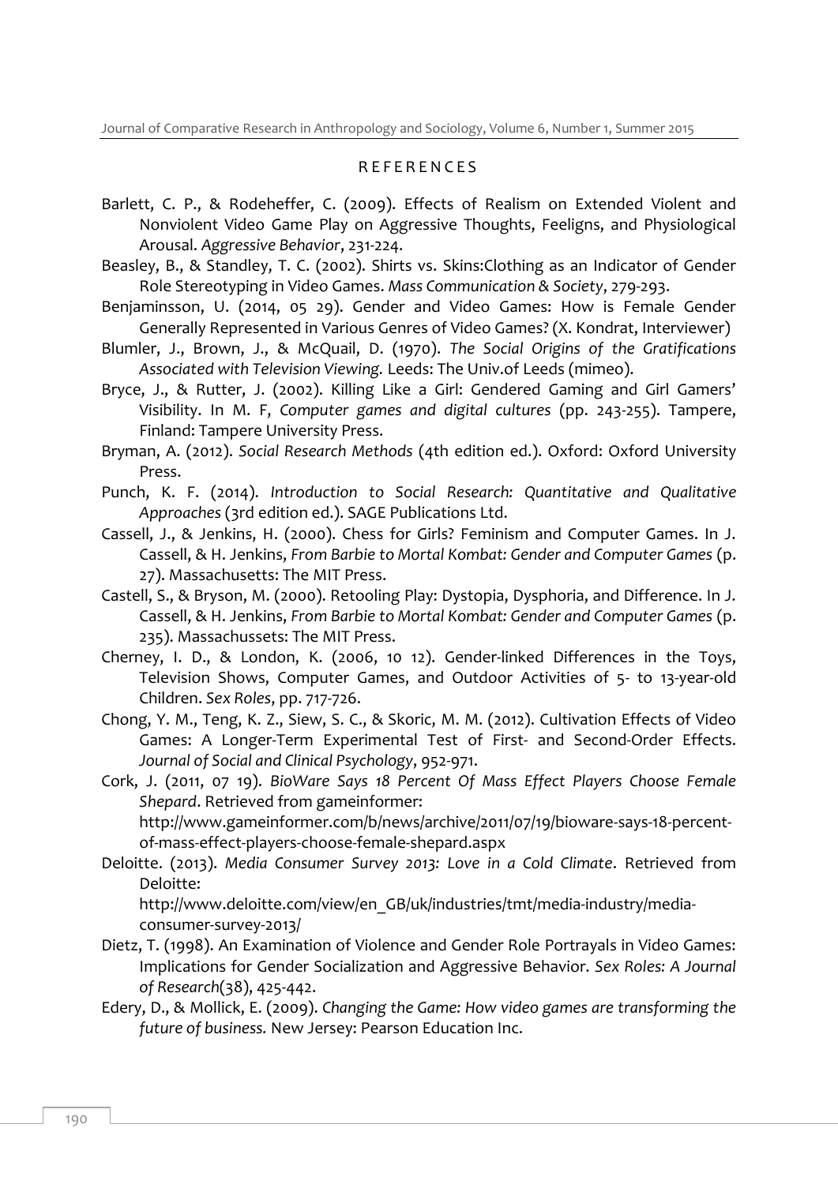## REFERENCES

Barlett, C. P., & Rodeheffer, C. (2009). Effects of Realism on Extended Violent and Nonviolent Video Game Play on Aggressive Thoughts, Feeligns, and Physiological Arousal. *Aggressive Behavior*, 231-224.

Beasley, B., & Standley, T. C. (2002). Shirts vs. Skins:Clothing as an Indicator of Gender Role Stereotyping in Video Games. *Mass Communication & Society*, 279-293.

Benjaminsson, U. (2014, 05 29). Gender and Video Games: How is Female Gender Generally Represented in Various Genres of Video Games? (X. Kondrat, Interviewer)

Blumler, J., Brown, J., & McQuail, D. (1970). *The Social Origins of the Gratifications Associated with Television Viewing.* Leeds: The Univ.of Leeds (mimeo).

Bryce, J., & Rutter, J. (2002). Killing Like a Girl: Gendered Gaming and Girl Gamers' Visibility. In M. F, *Computer games and digital cultures* (pp. 243-255). Tampere, Finland: Tampere University Press.

Bryman, A. (2012). *Social Research Methods* (4th edition ed.). Oxford: Oxford University Press.

Punch, K. F. (2014). *Introduction to Social Research: Quantitative and Qualitative Approaches* (3rd edition ed.). SAGE Publications Ltd.

Cassell, J., & Jenkins, H. (2000). Chess for Girls? Feminism and Computer Games. In J. Cassell, & H. Jenkins, *From Barbie to Mortal Kombat: Gender and Computer Games* (p. 27). Massachusetts: The MIT Press.

Castell, S., & Bryson, M. (2000). Retooling Play: Dystopia, Dysphoria, and Difference. In J. Cassell, & H. Jenkins, *From Barbie to Mortal Kombat: Gender and Computer Games* (p. 235). Massachussets: The MIT Press.

Cherney, I. D., & London, K. (2006, 10 12). Gender-linked Differences in the Toys, Television Shows, Computer Games, and Outdoor Activities of 5- to 13-year-old Children. *Sex Roles*, pp. 717-726.

Chong, Y. M., Teng, K. Z., Siew, S. C., & Skoric, M. M. (2012). Cultivation Effects of Video Games: A Longer-Term Experimental Test of First- and Second-Order Effects. *Journal of Social and Clinical Psychology*, 952-971.

Cork, J. (2011, 07 19). *BioWare Says 18 Percent Of Mass Effect Players Choose Female Shepard*. Retrieved from gameinformer: http://www.gameinformer.com/b/news/archive/2011/07/19/bioware-says-18-percent-of-mass-effect-players-choose-female-shepard.aspx

Deloitte. (2013). *Media Consumer Survey 2013: Love in a Cold Climate*. Retrieved from Deloitte: http://www.deloitte.com/view/en_GB/uk/industries/tmt/media-industry/media-consumer-survey-2013/

Dietz, T. (1998). An Examination of Violence and Gender Role Portrayals in Video Games: Implications for Gender Socialization and Aggressive Behavior. *Sex Roles: A Journal of Research*(38), 425-442.

Edery, D., & Mollick, E. (2009). *Changing the Game: How video games are transforming the future of business.* New Jersey: Pearson Education Inc.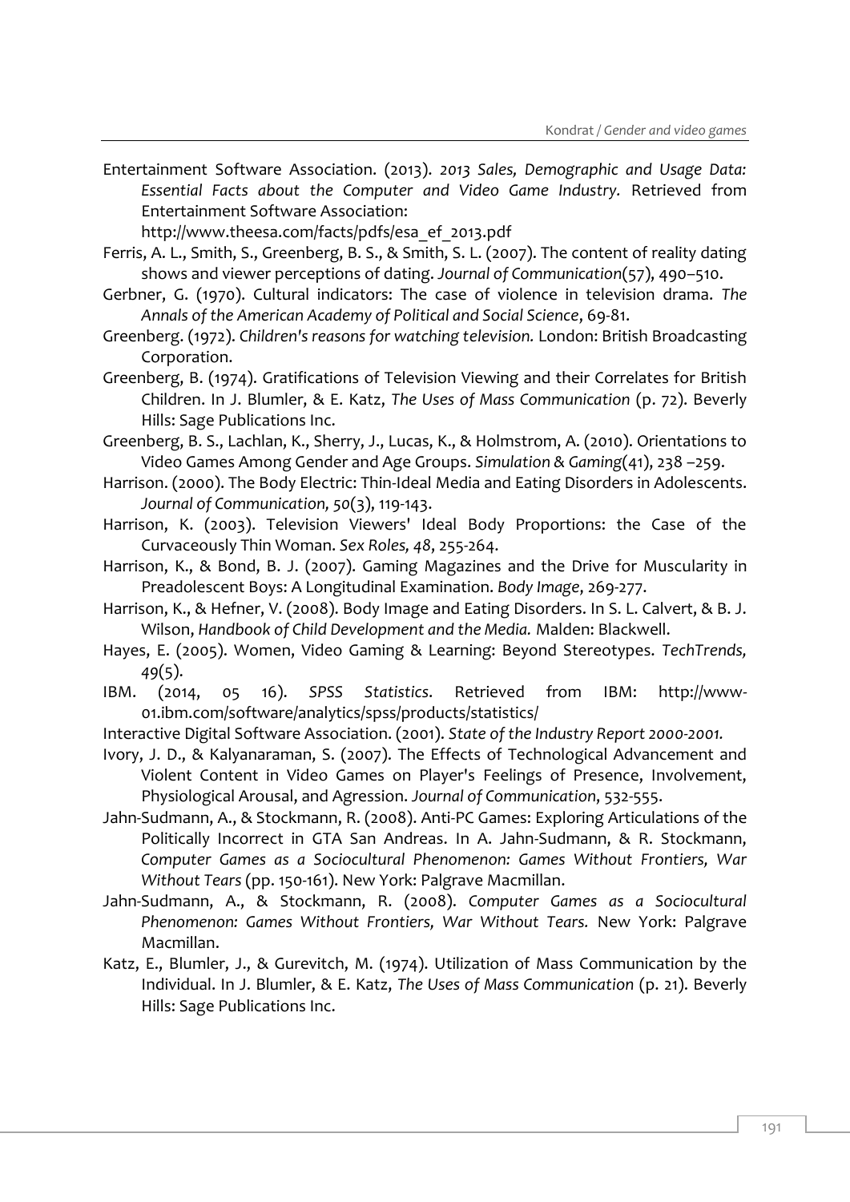Entertainment Software Association. (2013). *2013 Sales, Demographic and Usage Data: Essential Facts about the Computer and Video Game Industry.* Retrieved from Entertainment Software Association: http://www.theesa.com/facts/pdfs/esa_ef_2013.pdf

Ferris, A. L., Smith, S., Greenberg, B. S., & Smith, S. L. (2007). The content of reality dating shows and viewer perceptions of dating. *Journal of Communication*(57), 490–510.

Gerbner, G. (1970). Cultural indicators: The case of violence in television drama. *The Annals of the American Academy of Political and Social Science*, 69-81.

Greenberg. (1972). *Children's reasons for watching television.* London: British Broadcasting Corporation.

Greenberg, B. (1974). Gratifications of Television Viewing and their Correlates for British Children. In J. Blumler, & E. Katz, *The Uses of Mass Communication* (p. 72). Beverly Hills: Sage Publications Inc.

Greenberg, B. S., Lachlan, K., Sherry, J., Lucas, K., & Holmstrom, A. (2010). Orientations to Video Games Among Gender and Age Groups. *Simulation & Gaming*(41), 238 –259.

Harrison. (2000). The Body Electric: Thin-Ideal Media and Eating Disorders in Adolescents. *Journal of Communication, 50*(3), 119-143.

Harrison, K. (2003). Television Viewers' Ideal Body Proportions: the Case of the Curvaceously Thin Woman. *Sex Roles, 48*, 255-264.

Harrison, K., & Bond, B. J. (2007). Gaming Magazines and the Drive for Muscularity in Preadolescent Boys: A Longitudinal Examination. *Body Image*, 269-277.

Harrison, K., & Hefner, V. (2008). Body Image and Eating Disorders. In S. L. Calvert, & B. J. Wilson, *Handbook of Child Development and the Media.* Malden: Blackwell.

Hayes, E. (2005). Women, Video Gaming & Learning: Beyond Stereotypes. *TechTrends, 49*(5).

IBM. (2014, 05 16). *SPSS Statistics*. Retrieved from IBM: http://www-01.ibm.com/software/analytics/spss/products/statistics/

Interactive Digital Software Association. (2001). *State of the Industry Report 2000-2001.*

Ivory, J. D., & Kalyanaraman, S. (2007). The Effects of Technological Advancement and Violent Content in Video Games on Player's Feelings of Presence, Involvement, Physiological Arousal, and Agression. *Journal of Communication*, 532-555.

Jahn-Sudmann, A., & Stockmann, R. (2008). Anti-PC Games: Exploring Articulations of the Politically Incorrect in GTA San Andreas. In A. Jahn-Sudmann, & R. Stockmann, *Computer Games as a Sociocultural Phenomenon: Games Without Frontiers, War Without Tears* (pp. 150-161). New York: Palgrave Macmillan.

Jahn-Sudmann, A., & Stockmann, R. (2008). *Computer Games as a Sociocultural Phenomenon: Games Without Frontiers, War Without Tears.* New York: Palgrave Macmillan.

Katz, E., Blumler, J., & Gurevitch, M. (1974). Utilization of Mass Communication by the Individual. In J. Blumler, & E. Katz, *The Uses of Mass Communication* (p. 21). Beverly Hills: Sage Publications Inc.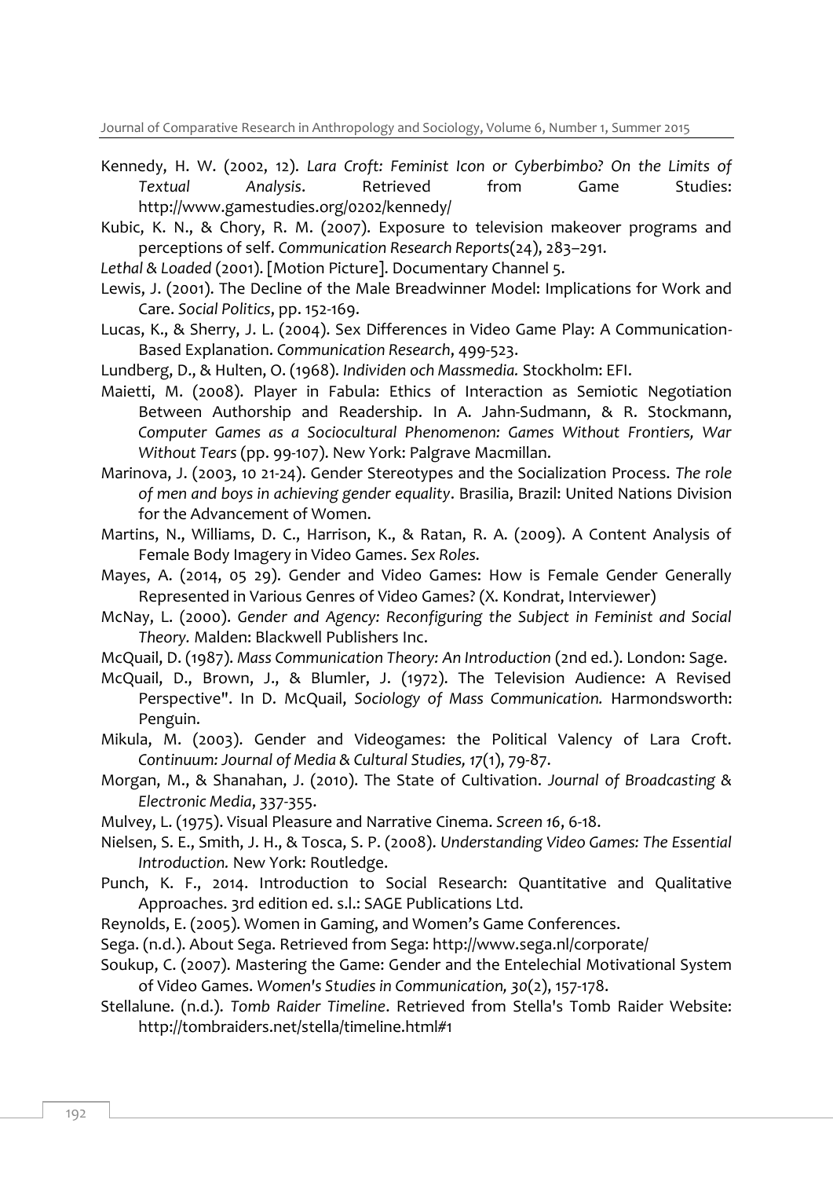Kennedy, H. W. (2002, 12). *Lara Croft: Feminist Icon or Cyberbimbo? On the Limits of Textual Analysis*. Retrieved from Game Studies: http://www.gamestudies.org/0202/kennedy/

Kubic, K. N., & Chory, R. M. (2007). Exposure to television makeover programs and perceptions of self. *Communication Research Reports*(24), 283–291.

*Lethal & Loaded* (2001). [Motion Picture]. Documentary Channel 5.

Lewis, J. (2001). The Decline of the Male Breadwinner Model: Implications for Work and Care. *Social Politics*, pp. 152-169.

Lucas, K., & Sherry, J. L. (2004). Sex Differences in Video Game Play: A Communication-Based Explanation. *Communication Research*, 499-523.

Lundberg, D., & Hulten, O. (1968). *Individen och Massmedia.* Stockholm: EFI.

Maietti, M. (2008). Player in Fabula: Ethics of Interaction as Semiotic Negotiation Between Authorship and Readership. In A. Jahn-Sudmann, & R. Stockmann, *Computer Games as a Sociocultural Phenomenon: Games Without Frontiers, War Without Tears* (pp. 99-107). New York: Palgrave Macmillan.

Marinova, J. (2003, 10 21-24). Gender Stereotypes and the Socialization Process. *The role of men and boys in achieving gender equality*. Brasilia, Brazil: United Nations Division for the Advancement of Women.

Martins, N., Williams, D. C., Harrison, K., & Ratan, R. A. (2009). A Content Analysis of Female Body Imagery in Video Games. *Sex Roles.*

Mayes, A. (2014, 05 29). Gender and Video Games: How is Female Gender Generally Represented in Various Genres of Video Games? (X. Kondrat, Interviewer)

McNay, L. (2000). *Gender and Agency: Reconfiguring the Subject in Feminist and Social Theory.* Malden: Blackwell Publishers Inc.

McQuail, D. (1987). *Mass Communication Theory: An Introduction* (2nd ed.). London: Sage.

McQuail, D., Brown, J., & Blumler, J. (1972). The Television Audience: A Revised Perspective". In D. McQuail, *Sociology of Mass Communication.* Harmondsworth: Penguin.

Mikula, M. (2003). Gender and Videogames: the Political Valency of Lara Croft. *Continuum: Journal of Media & Cultural Studies, 17*(1), 79-87.

Morgan, M., & Shanahan, J. (2010). The State of Cultivation. *Journal of Broadcasting & Electronic Media*, 337-355.

Mulvey, L. (1975). Visual Pleasure and Narrative Cinema. *Screen 16*, 6-18.

Nielsen, S. E., Smith, J. H., & Tosca, S. P. (2008). *Understanding Video Games: The Essential Introduction.* New York: Routledge.

Punch, K. F., 2014. Introduction to Social Research: Quantitative and Qualitative Approaches. 3rd edition ed. s.l.: SAGE Publications Ltd.

Reynolds, E. (2005). Women in Gaming, and Women's Game Conferences.

Sega. (n.d.). About Sega. Retrieved from Sega: http://www.sega.nl/corporate/

Soukup, C. (2007). Mastering the Game: Gender and the Entelechial Motivational System of Video Games. *Women's Studies in Communication, 30*(2), 157-178.

Stellalune. (n.d.). *Tomb Raider Timeline*. Retrieved from Stella's Tomb Raider Website: http://tombraiders.net/stella/timeline.html#1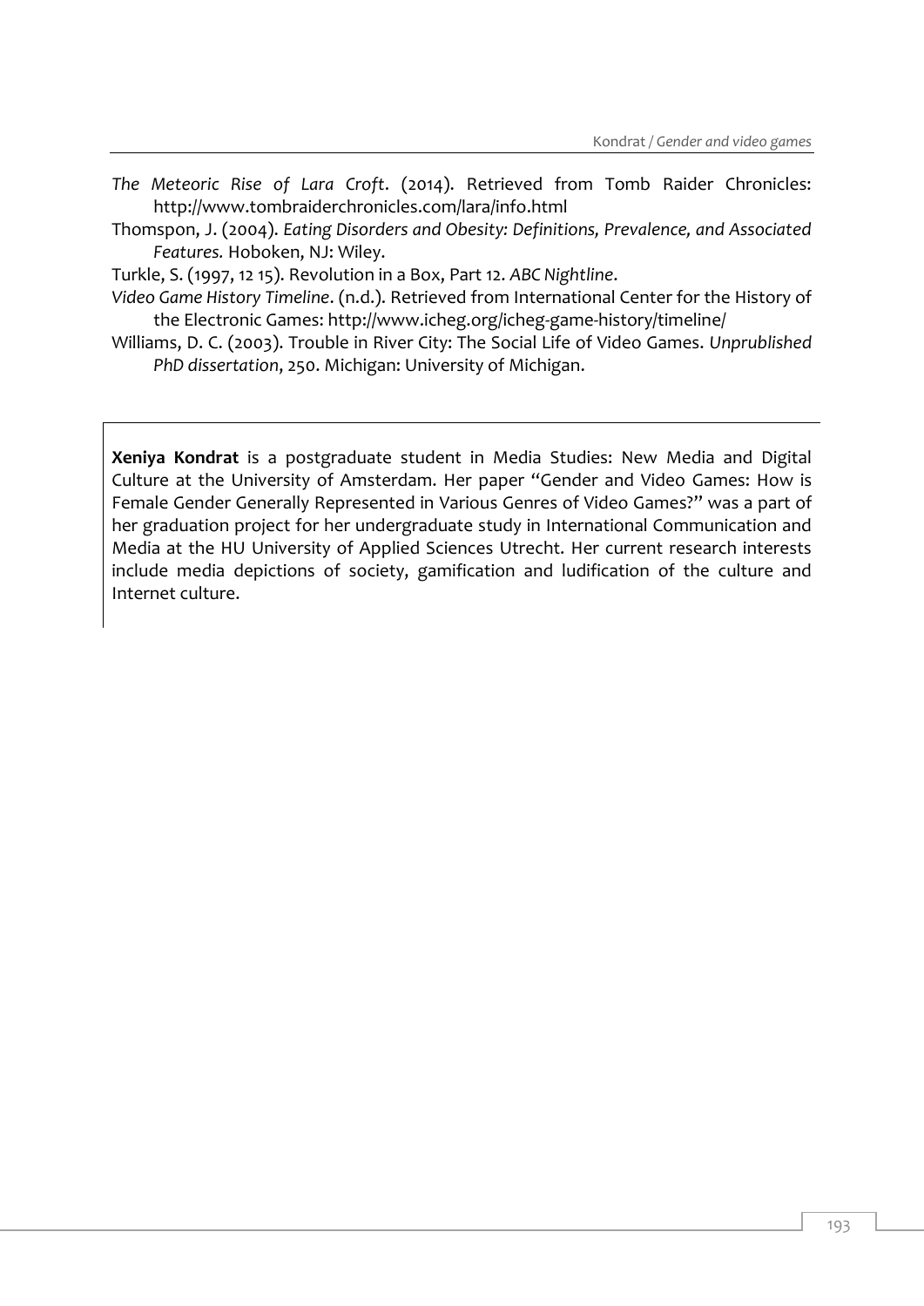*The Meteoric Rise of Lara Croft*. (2014). Retrieved from Tomb Raider Chronicles: http://www.tombraiderchronicles.com/lara/info.html

Thomspon, J. (2004). *Eating Disorders and Obesity: Definitions, Prevalence, and Associated Features.* Hoboken, NJ: Wiley.

Turkle, S. (1997, 12 15). Revolution in a Box, Part 12. *ABC Nightline*.

*Video Game History Timeline*. (n.d.). Retrieved from International Center for the History of the Electronic Games: http://www.icheg.org/icheg-game-history/timeline/

Williams, D. C. (2003). Trouble in River City: The Social Life of Video Games. *Unprublished PhD dissertation*, 250. Michigan: University of Michigan.

**Xeniya Kondrat** is a postgraduate student in Media Studies: New Media and Digital Culture at the University of Amsterdam. Her paper "Gender and Video Games: How is Female Gender Generally Represented in Various Genres of Video Games?" was a part of her graduation project for her undergraduate study in International Communication and Media at the HU University of Applied Sciences Utrecht. Her current research interests include media depictions of society, gamification and ludification of the culture and Internet culture.